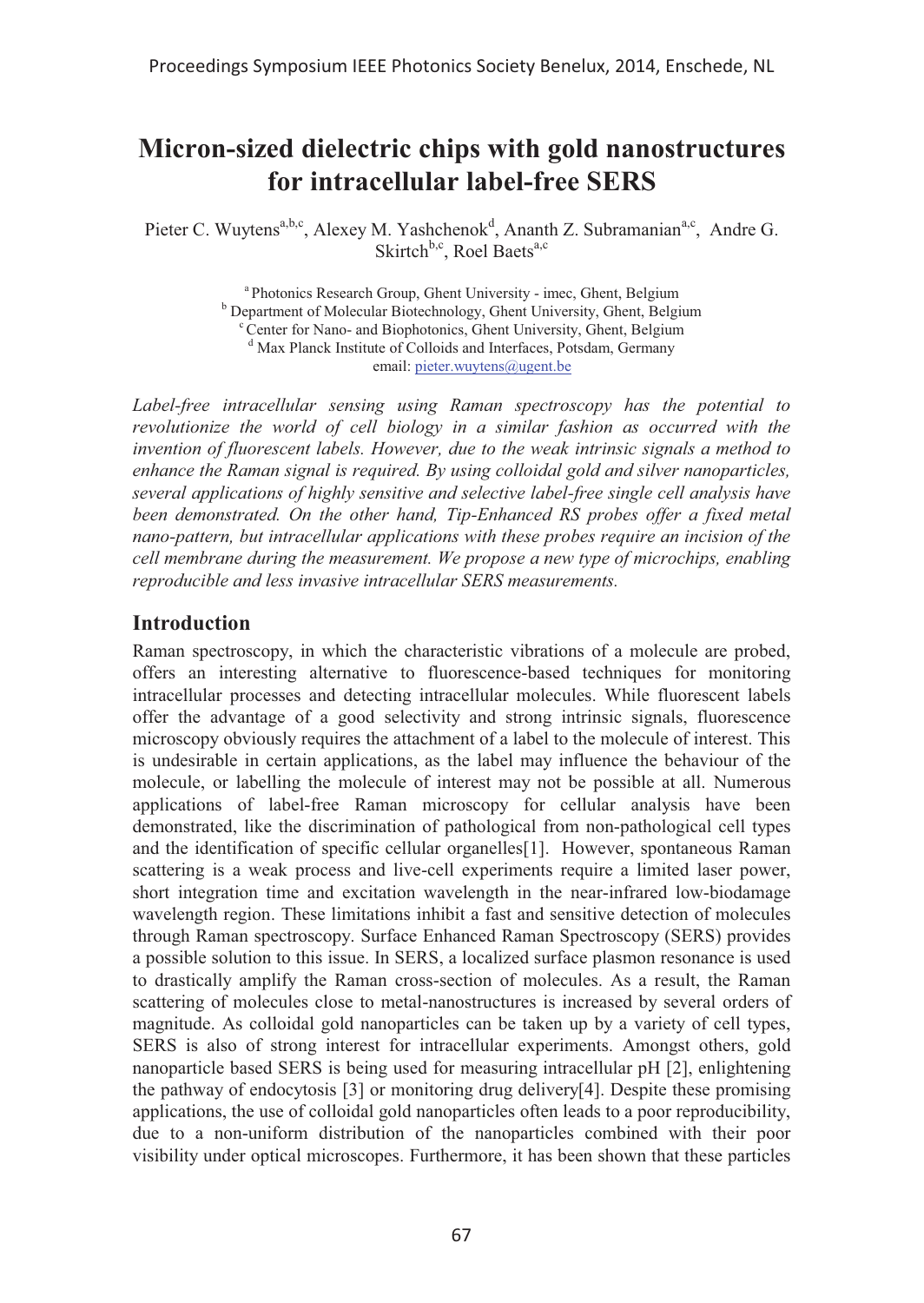# Micron-sized dielectric chips with gold nanostructures for intracellular label-free SERS

Pieter C. Wuytens[a,b,c], Alexey M. Yashchenok[d], Ananth Z. Subramanian[a,c], Andre G. Skirtch[b,c], Roel Baets[a,c]

[a] Photonics Research Group, Ghent University - imec, Ghent, Belgium
[b] Department of Molecular Biotechnology, Ghent University, Ghent, Belgium
[c] Center for Nano- and Biophotonics, Ghent University, Ghent, Belgium
[d] Max Planck Institute of Colloids and Interfaces, Potsdam, Germany
email: pieter.wuytens@ugent.be

*Label-free intracellular sensing using Raman spectroscopy has the potential to revolutionize the world of cell biology in a similar fashion as occurred with the invention of fluorescent labels. However, due to the weak intrinsic signals a method to enhance the Raman signal is required. By using colloidal gold and silver nanoparticles, several applications of highly sensitive and selective label-free single cell analysis have been demonstrated. On the other hand, Tip-Enhanced RS probes offer a fixed metal nano-pattern, but intracellular applications with these probes require an incision of the cell membrane during the measurement. We propose a new type of microchips, enabling reproducible and less invasive intracellular SERS measurements.*

## Introduction

Raman spectroscopy, in which the characteristic vibrations of a molecule are probed, offers an interesting alternative to fluorescence-based techniques for monitoring intracellular processes and detecting intracellular molecules. While fluorescent labels offer the advantage of a good selectivity and strong intrinsic signals, fluorescence microscopy obviously requires the attachment of a label to the molecule of interest. This is undesirable in certain applications, as the label may influence the behaviour of the molecule, or labelling the molecule of interest may not be possible at all. Numerous applications of label-free Raman microscopy for cellular analysis have been demonstrated, like the discrimination of pathological from non-pathological cell types and the identification of specific cellular organelles[1]. However, spontaneous Raman scattering is a weak process and live-cell experiments require a limited laser power, short integration time and excitation wavelength in the near-infrared low-biodamage wavelength region. These limitations inhibit a fast and sensitive detection of molecules through Raman spectroscopy. Surface Enhanced Raman Spectroscopy (SERS) provides a possible solution to this issue. In SERS, a localized surface plasmon resonance is used to drastically amplify the Raman cross-section of molecules. As a result, the Raman scattering of molecules close to metal-nanostructures is increased by several orders of magnitude. As colloidal gold nanoparticles can be taken up by a variety of cell types, SERS is also of strong interest for intracellular experiments. Amongst others, gold nanoparticle based SERS is being used for measuring intracellular pH [2], enlightening the pathway of endocytosis [3] or monitoring drug delivery[4]. Despite these promising applications, the use of colloidal gold nanoparticles often leads to a poor reproducibility, due to a non-uniform distribution of the nanoparticles combined with their poor visibility under optical microscopes. Furthermore, it has been shown that these particles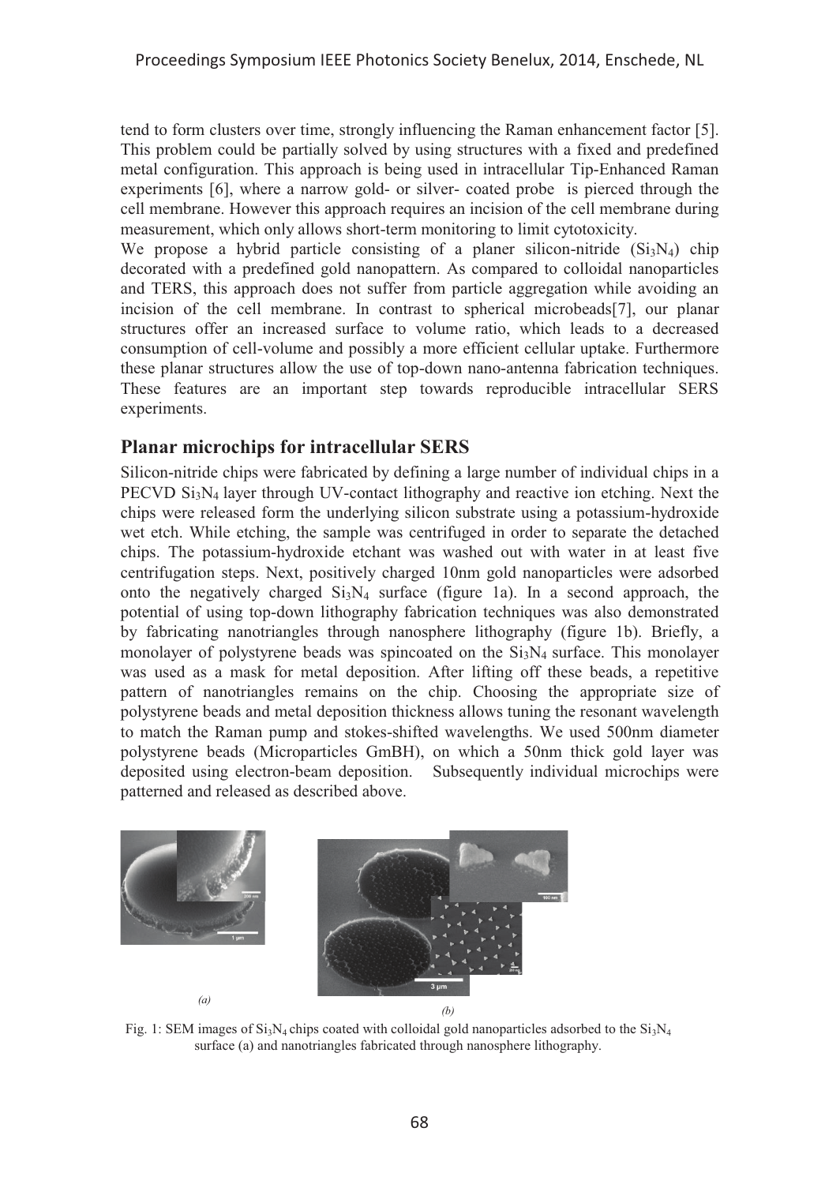tend to form clusters over time, strongly influencing the Raman enhancement factor [5]. This problem could be partially solved by using structures with a fixed and predefined metal configuration. This approach is being used in intracellular Tip-Enhanced Raman experiments [6], where a narrow gold- or silver- coated probe is pierced through the cell membrane. However this approach requires an incision of the cell membrane during measurement, which only allows short-term monitoring to limit cytotoxicity.

We propose a hybrid particle consisting of a planer silicon-nitride ($Si_3N_4$) chip decorated with a predefined gold nanopattern. As compared to colloidal nanoparticles and TERS, this approach does not suffer from particle aggregation while avoiding an incision of the cell membrane. In contrast to spherical microbeads[7], our planar structures offer an increased surface to volume ratio, which leads to a decreased consumption of cell-volume and possibly a more efficient cellular uptake. Furthermore these planar structures allow the use of top-down nano-antenna fabrication techniques. These features are an important step towards reproducible intracellular SERS experiments.

## Planar microchips for intracellular SERS

Silicon-nitride chips were fabricated by defining a large number of individual chips in a PECVD $Si_3N_4$ layer through UV-contact lithography and reactive ion etching. Next the chips were released form the underlying silicon substrate using a potassium-hydroxide wet etch. While etching, the sample was centrifuged in order to separate the detached chips. The potassium-hydroxide etchant was washed out with water in at least five centrifugation steps. Next, positively charged 10nm gold nanoparticles were adsorbed onto the negatively charged $Si_3N_4$ surface (figure 1a). In a second approach, the potential of using top-down lithography fabrication techniques was also demonstrated by fabricating nanotriangles through nanosphere lithography (figure 1b). Briefly, a monolayer of polystyrene beads was spincoated on the $Si_3N_4$ surface. This monolayer was used as a mask for metal deposition. After lifting off these beads, a repetitive pattern of nanotriangles remains on the chip. Choosing the appropriate size of polystyrene beads and metal deposition thickness allows tuning the resonant wavelength to match the Raman pump and stokes-shifted wavelengths. We used 500nm diameter polystyrene beads (Microparticles GmBH), on which a 50nm thick gold layer was deposited using electron-beam deposition. Subsequently individual microchips were patterned and released as described above.

*(a)* *(b)*

Fig. 1: SEM images of $Si_3N_4$ chips coated with colloidal gold nanoparticles adsorbed to the $Si_3N_4$ surface (a) and nanotriangles fabricated through nanosphere lithography.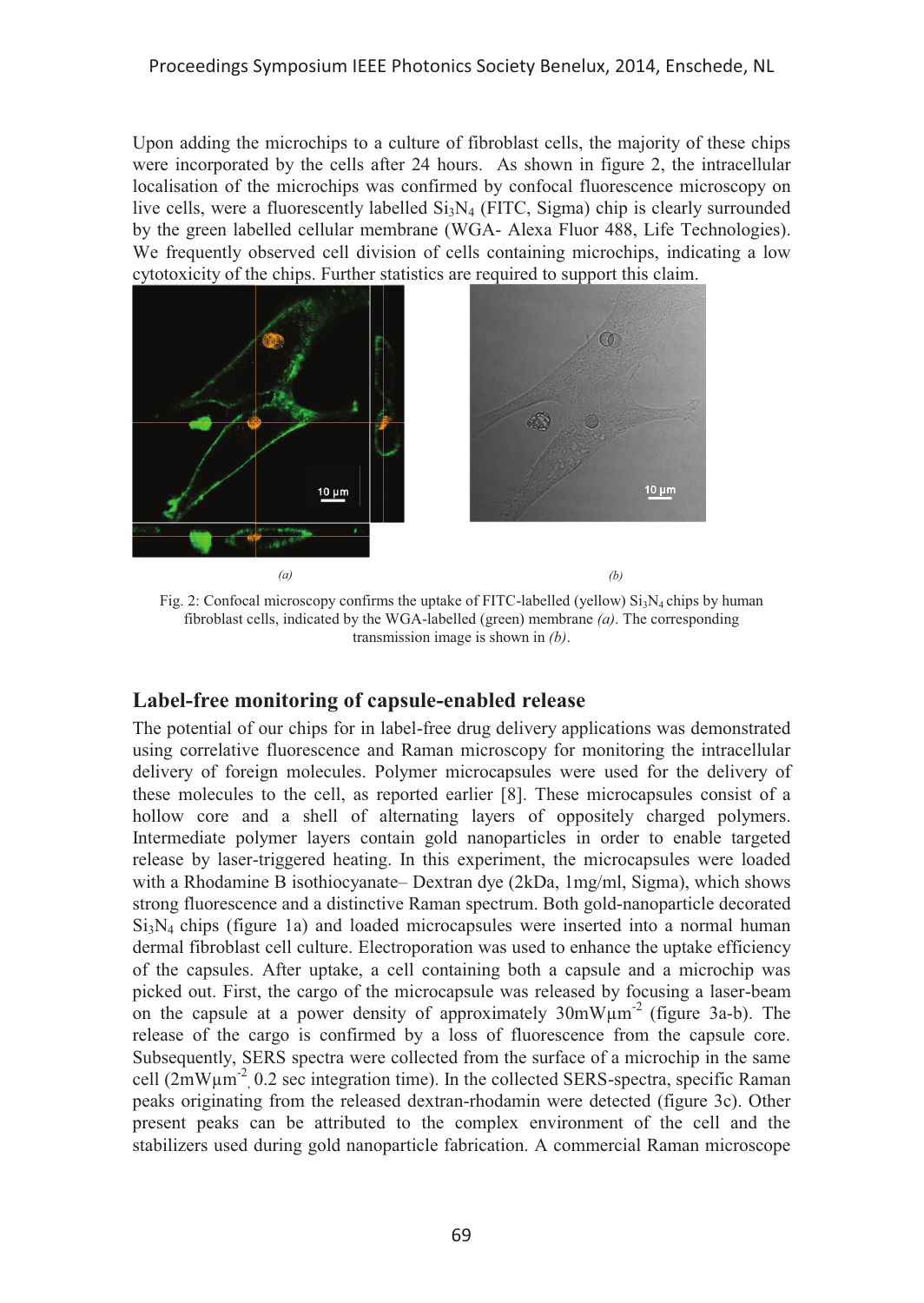Upon adding the microchips to a culture of fibroblast cells, the majority of these chips were incorporated by the cells after 24 hours. As shown in figure 2, the intracellular localisation of the microchips was confirmed by confocal fluorescence microscopy on live cells, were a fluorescently labelled $Si_3N_4$ (FITC, Sigma) chip is clearly surrounded by the green labelled cellular membrane (WGA- Alexa Fluor 488, Life Technologies). We frequently observed cell division of cells containing microchips, indicating a low cytotoxicity of the chips. Further statistics are required to support this claim.

*(a)* *(b)*

Fig. 2: Confocal microscopy confirms the uptake of FITC-labelled (yellow) $Si_3N_4$ chips by human fibroblast cells, indicated by the WGA-labelled (green) membrane *(a)*. The corresponding transmission image is shown in *(b)*.

## Label-free monitoring of capsule-enabled release

The potential of our chips for in label-free drug delivery applications was demonstrated using correlative fluorescence and Raman microscopy for monitoring the intracellular delivery of foreign molecules. Polymer microcapsules were used for the delivery of these molecules to the cell, as reported earlier [8]. These microcapsules consist of a hollow core and a shell of alternating layers of oppositely charged polymers. Intermediate polymer layers contain gold nanoparticles in order to enable targeted release by laser-triggered heating. In this experiment, the microcapsules were loaded with a Rhodamine B isothiocyanate– Dextran dye (2kDa, 1mg/ml, Sigma), which shows strong fluorescence and a distinctive Raman spectrum. Both gold-nanoparticle decorated $Si_3N_4$ chips (figure 1a) and loaded microcapsules were inserted into a normal human dermal fibroblast cell culture. Electroporation was used to enhance the uptake efficiency of the capsules. After uptake, a cell containing both a capsule and a microchip was picked out. First, the cargo of the microcapsule was released by focusing a laser-beam on the capsule at a power density of approximately $30mW\mu m^{-2}$ (figure 3a-b). The release of the cargo is confirmed by a loss of fluorescence from the capsule core. Subsequently, SERS spectra were collected from the surface of a microchip in the same cell ($2mW\mu m^{-2}$, 0.2 sec integration time). In the collected SERS-spectra, specific Raman peaks originating from the released dextran-rhodamin were detected (figure 3c). Other present peaks can be attributed to the complex environment of the cell and the stabilizers used during gold nanoparticle fabrication. A commercial Raman microscope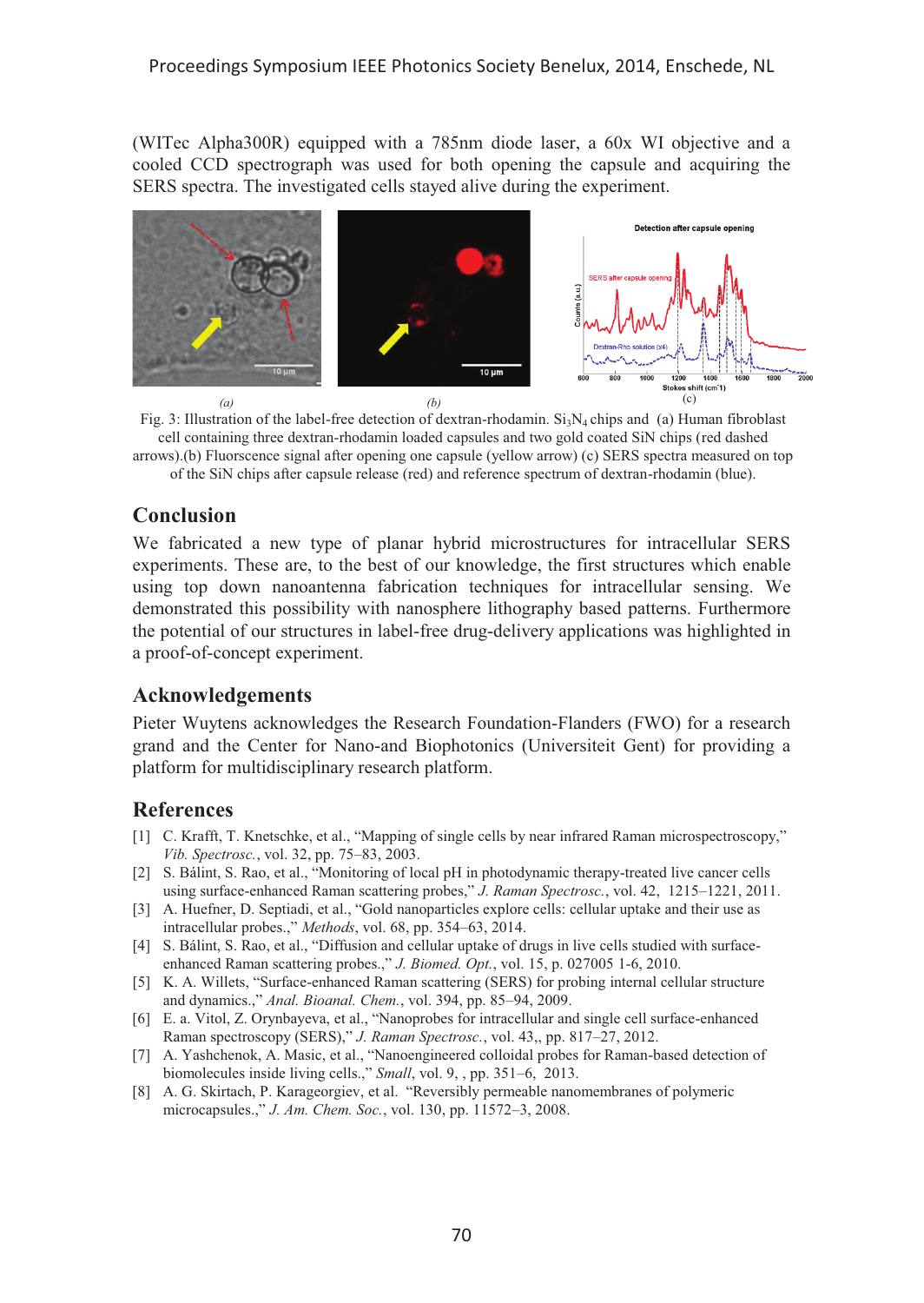(WITec Alpha300R) equipped with a 785nm diode laser, a 60x WI objective and a cooled CCD spectrograph was used for both opening the capsule and acquiring the SERS spectra. The investigated cells stayed alive during the experiment.

10 µm

10 µm

Detection after capsule opening

SERS after capsule opening

Dextran-Rho solution (x4)

Counts (a.u.)

600 800 1000 1200 1400 1600 1800 2000

Stokes shift (cm⁻¹)

(a) (b) (c)

Fig. 3: Illustration of the label-free detection of dextran-rhodamin. $Si_3N_4$ chips and (a) Human fibroblast cell containing three dextran-rhodamin loaded capsules and two gold coated SiN chips (red dashed arrows).(b) Fluorscence signal after opening one capsule (yellow arrow) (c) SERS spectra measured on top of the SiN chips after capsule release (red) and reference spectrum of dextran-rhodamin (blue).

## Conclusion

We fabricated a new type of planar hybrid microstructures for intracellular SERS experiments. These are, to the best of our knowledge, the first structures which enable using top down nanoantenna fabrication techniques for intracellular sensing. We demonstrated this possibility with nanosphere lithography based patterns. Furthermore the potential of our structures in label-free drug-delivery applications was highlighted in a proof-of-concept experiment.

## Acknowledgements

Pieter Wuytens acknowledges the Research Foundation-Flanders (FWO) for a research grand and the Center for Nano-and Biophotonics (Universiteit Gent) for providing a platform for multidisciplinary research platform.

## References

[1] C. Krafft, T. Knetschke, et al., "Mapping of single cells by near infrared Raman microspectroscopy," *Vib. Spectrosc.*, vol. 32, pp. 75–83, 2003.

[2] S. Bálint, S. Rao, et al., "Monitoring of local pH in photodynamic therapy-treated live cancer cells using surface-enhanced Raman scattering probes," *J. Raman Spectrosc.*, vol. 42, 1215–1221, 2011.

[3] A. Huefner, D. Septiadi, et al., "Gold nanoparticles explore cells: cellular uptake and their use as intracellular probes.," *Methods*, vol. 68, pp. 354–63, 2014.

[4] S. Bálint, S. Rao, et al., "Diffusion and cellular uptake of drugs in live cells studied with surface-enhanced Raman scattering probes.," *J. Biomed. Opt.*, vol. 15, p. 027005 1-6, 2010.

[5] K. A. Willets, "Surface-enhanced Raman scattering (SERS) for probing internal cellular structure and dynamics.," *Anal. Bioanal. Chem.*, vol. 394, pp. 85–94, 2009.

[6] E. a. Vitol, Z. Orynbayeva, et al., "Nanoprobes for intracellular and single cell surface-enhanced Raman spectroscopy (SERS)," *J. Raman Spectrosc.*, vol. 43,, pp. 817–27, 2012.

[7] A. Yashchenok, A. Masic, et al., "Nanoengineered colloidal probes for Raman-based detection of biomolecules inside living cells.," *Small*, vol. 9, , pp. 351–6, 2013.

[8] A. G. Skirtach, P. Karageorgiev, et al. "Reversibly permeable nanomembranes of polymeric microcapsules.," *J. Am. Chem. Soc.*, vol. 130, pp. 11572–3, 2008.